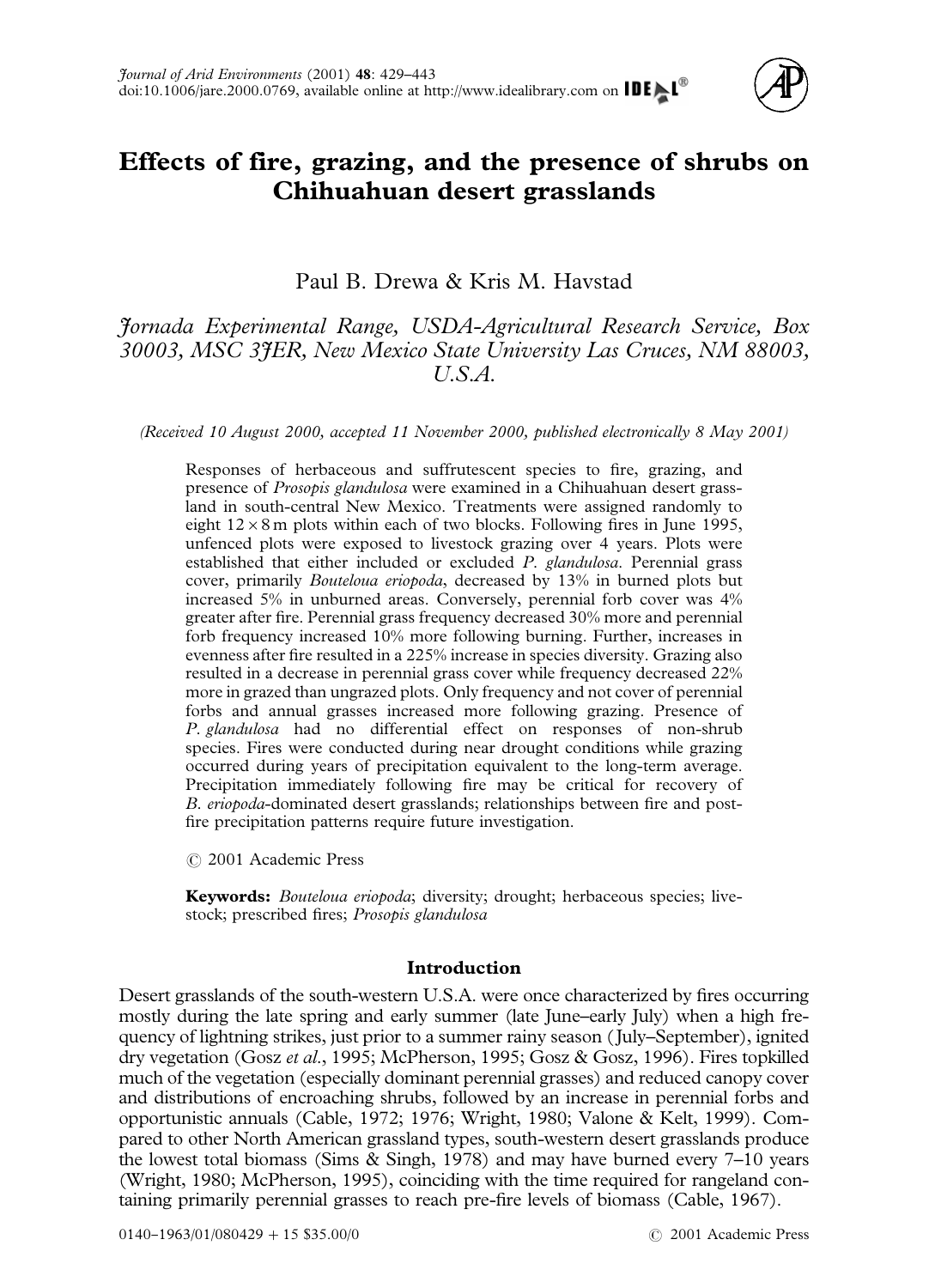# Effects of fire, grazing, and the presence of shrubs on Chihuahuan desert grasslands

Paul B. Drewa & Kris M. Havstad

*Jornada Experimental Range, USDA-Agricultural Research Service, Box 30003, MSC 3JER, New Mexico State University Las Cruces, NM 88003, U.S.A.*

*(Received 10 August 2000, accepted 11 November 2000, published electronically 8 May 2001)*

Responses of herbaceous and suffrutescent species to fire, grazing, and presence of *Prosopis glandulosa* were examined in a Chihuahuan desert grassland in south-central New Mexico. Treatments were assigned randomly to eight $12 \times 8$ m plots within each of two blocks. Following fires in June 1995, unfenced plots were exposed to livestock grazing over 4 years. Plots were established that either included or excluded *P. glandulosa*. Perennial grass cover, primarily *Bouteloua eriopoda*, decreased by 13% in burned plots but increased 5% in unburned areas. Conversely, perennial forb cover was 4% greater after fire. Perennial grass frequency decreased 30% more and perennial forb frequency increased 10% more following burning. Further, increases in evenness after fire resulted in a 225% increase in species diversity. Grazing also resulted in a decrease in perennial grass cover while frequency decreased 22% more in grazed than ungrazed plots. Only frequency and not cover of perennial forbs and annual grasses increased more following grazing. Presence of *P. glandulosa* had no differential effect on responses of non-shrub species. Fires were conducted during near drought conditions while grazing occurred during years of precipitation equivalent to the long-term average. Precipitation immediately following fire may be critical for recovery of *B. eriopoda*-dominated desert grasslands; relationships between fire and post-fire precipitation patterns require future investigation.

© 2001 Academic Press

**Keywords:** *Bouteloua eriopoda*; diversity; drought; herbaceous species; livestock; prescribed fires; *Prosopis glandulosa*

## Introduction

Desert grasslands of the south-western U.S.A. were once characterized by fires occurring mostly during the late spring and early summer (late June–early July) when a high frequency of lightning strikes, just prior to a summer rainy season (July–September), ignited dry vegetation (Gosz *et al.*, 1995; McPherson, 1995; Gosz & Gosz, 1996). Fires topkilled much of the vegetation (especially dominant perennial grasses) and reduced canopy cover and distributions of encroaching shrubs, followed by an increase in perennial forbs and opportunistic annuals (Cable, 1972; 1976; Wright, 1980; Valone & Kelt, 1999). Compared to other North American grassland types, south-western desert grasslands produce the lowest total biomass (Sims & Singh, 1978) and may have burned every 7–10 years (Wright, 1980; McPherson, 1995), coinciding with the time required for rangeland containing primarily perennial grasses to reach pre-fire levels of biomass (Cable, 1967).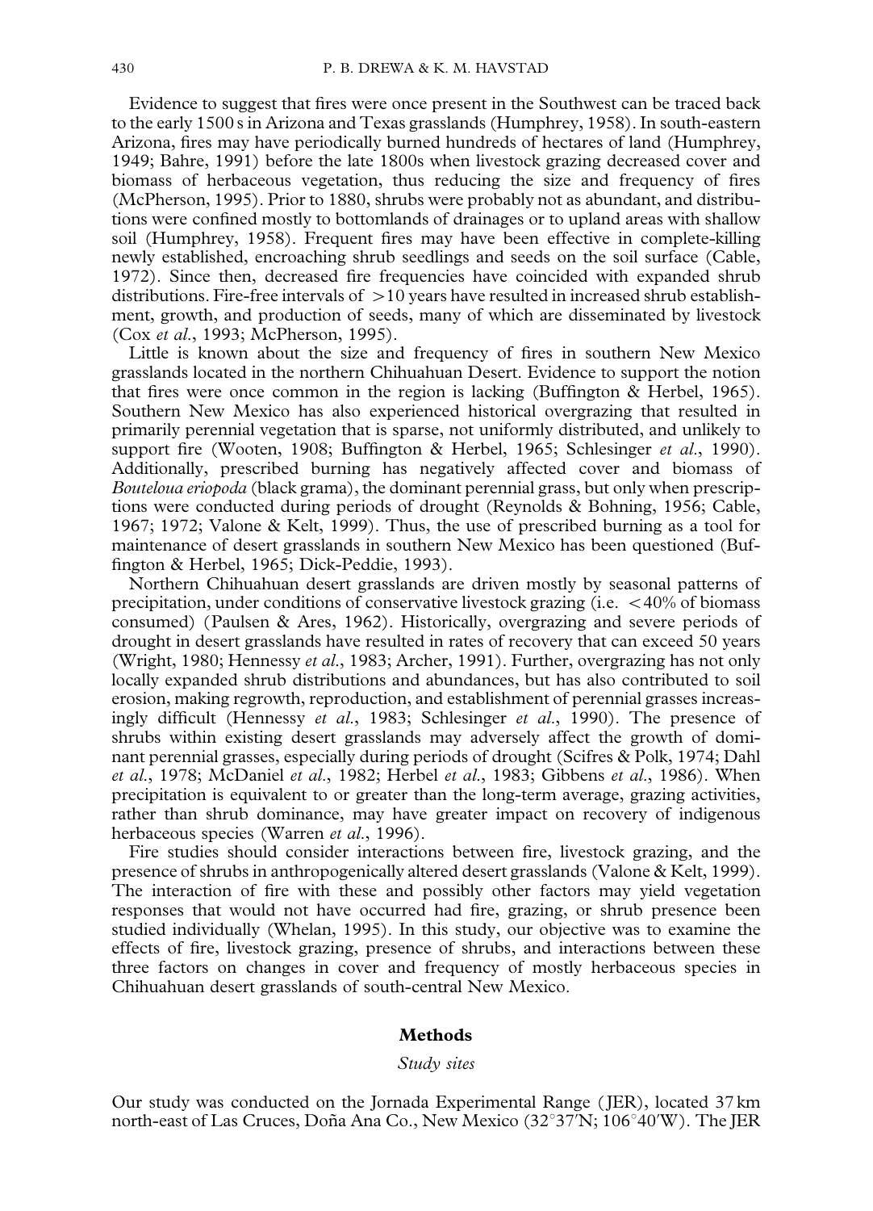Evidence to suggest that fires were once present in the Southwest can be traced back to the early 1500 s in Arizona and Texas grasslands (Humphrey, 1958). In south-eastern Arizona, fires may have periodically burned hundreds of hectares of land (Humphrey, 1949; Bahre, 1991) before the late 1800s when livestock grazing decreased cover and biomass of herbaceous vegetation, thus reducing the size and frequency of fires (McPherson, 1995). Prior to 1880, shrubs were probably not as abundant, and distributions were confined mostly to bottomlands of drainages or to upland areas with shallow soil (Humphrey, 1958). Frequent fires may have been effective in complete-killing newly established, encroaching shrub seedlings and seeds on the soil surface (Cable, 1972). Since then, decreased fire frequencies have coincided with expanded shrub distributions. Fire-free intervals of >10 years have resulted in increased shrub establishment, growth, and production of seeds, many of which are disseminated by livestock (Cox *et al.*, 1993; McPherson, 1995).

Little is known about the size and frequency of fires in southern New Mexico grasslands located in the northern Chihuahuan Desert. Evidence to support the notion that fires were once common in the region is lacking (Buffington & Herbel, 1965). Southern New Mexico has also experienced historical overgrazing that resulted in primarily perennial vegetation that is sparse, not uniformly distributed, and unlikely to support fire (Wooten, 1908; Buffington & Herbel, 1965; Schlesinger *et al.*, 1990). Additionally, prescribed burning has negatively affected cover and biomass of *Bouteloua eriopoda* (black grama), the dominant perennial grass, but only when prescriptions were conducted during periods of drought (Reynolds & Bohning, 1956; Cable, 1967; 1972; Valone & Kelt, 1999). Thus, the use of prescribed burning as a tool for maintenance of desert grasslands in southern New Mexico has been questioned (Buffington & Herbel, 1965; Dick-Peddie, 1993).

Northern Chihuahuan desert grasslands are driven mostly by seasonal patterns of precipitation, under conditions of conservative livestock grazing (i.e. <40% of biomass consumed) (Paulsen & Ares, 1962). Historically, overgrazing and severe periods of drought in desert grasslands have resulted in rates of recovery that can exceed 50 years (Wright, 1980; Hennessy *et al.*, 1983; Archer, 1991). Further, overgrazing has not only locally expanded shrub distributions and abundances, but has also contributed to soil erosion, making regrowth, reproduction, and establishment of perennial grasses increasingly difficult (Hennessy *et al.*, 1983; Schlesinger *et al.*, 1990). The presence of shrubs within existing desert grasslands may adversely affect the growth of dominant perennial grasses, especially during periods of drought (Scifres & Polk, 1974; Dahl *et al.*, 1978; McDaniel *et al.*, 1982; Herbel *et al.*, 1983; Gibbens *et al.*, 1986). When precipitation is equivalent to or greater than the long-term average, grazing activities, rather than shrub dominance, may have greater impact on recovery of indigenous herbaceous species (Warren *et al.*, 1996).

Fire studies should consider interactions between fire, livestock grazing, and the presence of shrubs in anthropogenically altered desert grasslands (Valone & Kelt, 1999). The interaction of fire with these and possibly other factors may yield vegetation responses that would not have occurred had fire, grazing, or shrub presence been studied individually (Whelan, 1995). In this study, our objective was to examine the effects of fire, livestock grazing, presence of shrubs, and interactions between these three factors on changes in cover and frequency of mostly herbaceous species in Chihuahuan desert grasslands of south-central New Mexico.

## Methods

### *Study sites*

Our study was conducted on the Jornada Experimental Range (JER), located 37 km north-east of Las Cruces, Doña Ana Co., New Mexico (32°37′N; 106°40′W). The JER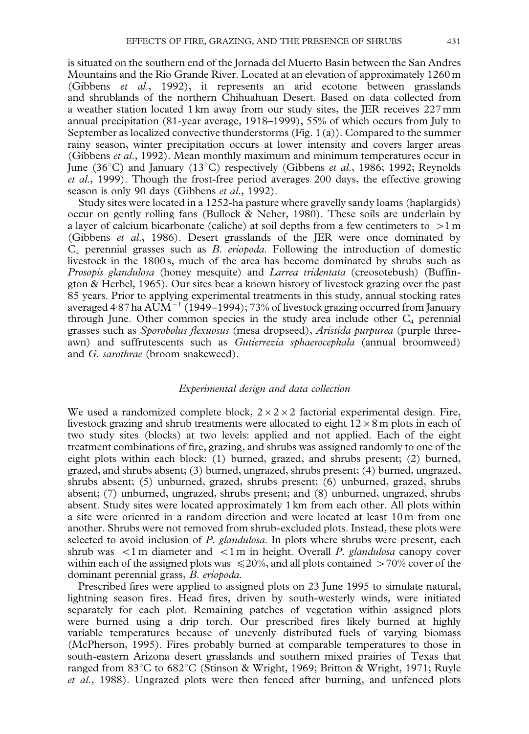is situated on the southern end of the Jornada del Muerto Basin between the San Andres Mountains and the Rio Grande River. Located at an elevation of approximately 1260 m (Gibbens *et al.*, 1992), it represents an arid ecotone between grasslands and shrublands of the northern Chihuahuan Desert. Based on data collected from a weather station located 1 km away from our study sites, the JER receives 227 mm annual precipitation (81-year average, 1918–1999), 55% of which occurs from July to September as localized convective thunderstorms (Fig. 1 (a)). Compared to the summer rainy season, winter precipitation occurs at lower intensity and covers larger areas (Gibbens *et al.*, 1992). Mean monthly maximum and minimum temperatures occur in June (36°C) and January (13°C) respectively (Gibbens *et al.*, 1986; 1992; Reynolds *et al.*, 1999). Though the frost-free period averages 200 days, the effective growing season is only 90 days (Gibbens *et al.*, 1992).

Study sites were located in a 1252-ha pasture where gravelly sandy loams (haplargids) occur on gently rolling fans (Bullock & Neher, 1980). These soils are underlain by a layer of calcium bicarbonate (caliche) at soil depths from a few centimeters to $>1$ m (Gibbens *et al.*, 1986). Desert grasslands of the JER were once dominated by $C_4$ perennial grasses such as *B. eriopoda*. Following the introduction of domestic livestock in the 1800 s, much of the area has become dominated by shrubs such as *Prosopis glandulosa* (honey mesquite) and *Larrea tridentata* (creosotebush) (Buffington & Herbel, 1965). Our sites bear a known history of livestock grazing over the past 85 years. Prior to applying experimental treatments in this study, annual stocking rates averaged 4·87 ha $AUM^{-1}$ (1949–1994); 73% of livestock grazing occurred from January through June. Other common species in the study area include other $C_4$ perennial grasses such as *Sporobolus flexuosus* (mesa dropseed), *Aristida purpurea* (purple three-awn) and suffrutescents such as *Gutierrezia sphaerocephala* (annual broomweed) and *G. sarothrae* (broom snakeweed).

### *Experimental design and data collection*

We used a randomized complete block, $2 \times 2 \times 2$ factorial experimental design. Fire, livestock grazing and shrub treatments were allocated to eight $12 \times 8$ m plots in each of two study sites (blocks) at two levels: applied and not applied. Each of the eight treatment combinations of fire, grazing, and shrubs was assigned randomly to one of the eight plots within each block: (1) burned, grazed, and shrubs present; (2) burned, grazed, and shrubs absent; (3) burned, ungrazed, shrubs present; (4) burned, ungrazed, shrubs absent; (5) unburned, grazed, shrubs present; (6) unburned, grazed, shrubs absent; (7) unburned, ungrazed, shrubs present; and (8) unburned, ungrazed, shrubs absent. Study sites were located approximately 1 km from each other. All plots within a site were oriented in a random direction and were located at least 10 m from one another. Shrubs were not removed from shrub-excluded plots. Instead, these plots were selected to avoid inclusion of *P. glandulosa*. In plots where shrubs were present, each shrub was $<1$ m diameter and $<1$ m in height. Overall *P. glandulosa* canopy cover within each of the assigned plots was $\leqslant 20\%$, and all plots contained $>70\%$ cover of the dominant perennial grass, *B. eriopoda*.

Prescribed fires were applied to assigned plots on 23 June 1995 to simulate natural, lightning season fires. Head fires, driven by south-westerly winds, were initiated separately for each plot. Remaining patches of vegetation within assigned plots were burned using a drip torch. Our prescribed fires likely burned at highly variable temperatures because of unevenly distributed fuels of varying biomass (McPherson, 1995). Fires probably burned at comparable temperatures to those in south-eastern Arizona desert grasslands and southern mixed prairies of Texas that ranged from 83°C to 682°C (Stinson & Wright, 1969; Britton & Wright, 1971; Ruyle *et al.*, 1988). Ungrazed plots were then fenced after burning, and unfenced plots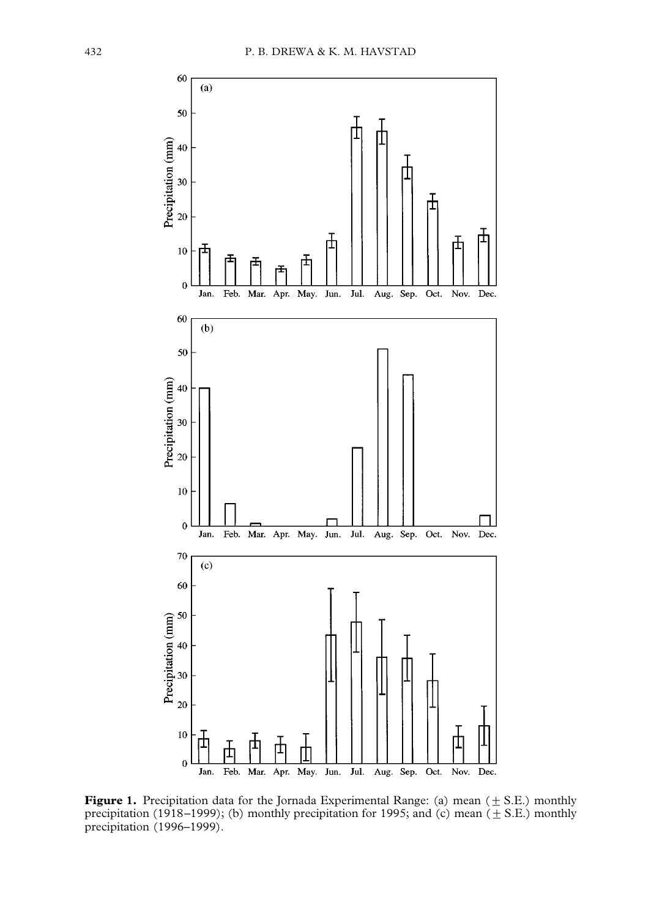**Figure 1.** Precipitation data for the Jornada Experimental Range: (a) mean (± S.E.) monthly precipitation (1918–1999); (b) monthly precipitation for 1995; and (c) mean (± S.E.) monthly precipitation (1996–1999).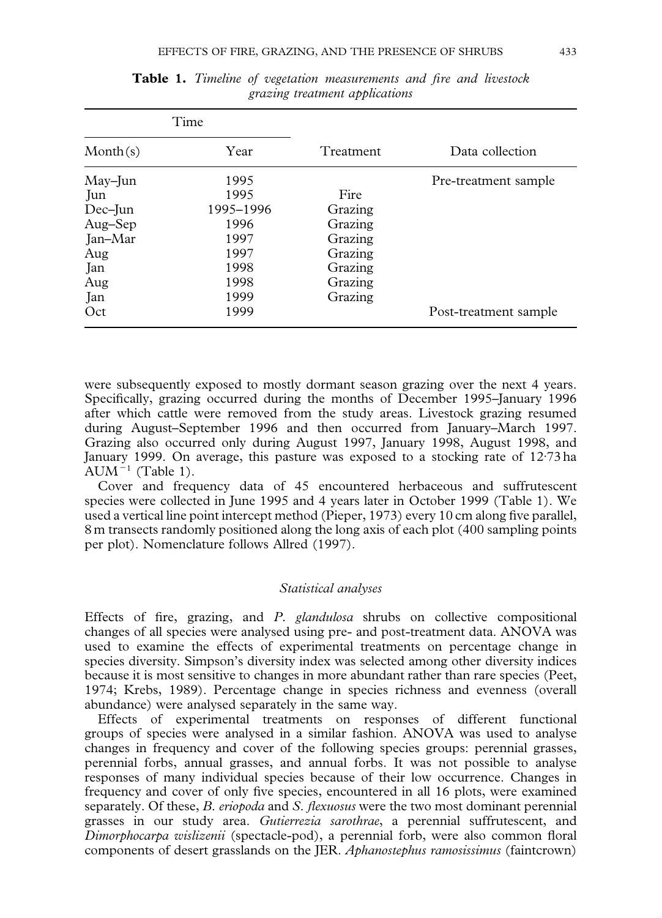**Table 1.** *Timeline of vegetation measurements and fire and livestock grazing treatment applications*

| Time | | Treatment | Data collection |
|---|---|---|---|
| Month(s) | Year | | |
| May–Jun | 1995 | | Pre-treatment sample |
| Jun | 1995 | Fire | |
| Dec–Jun | 1995–1996 | Grazing | |
| Aug–Sep | 1996 | Grazing | |
| Jan–Mar | 1997 | Grazing | |
| Aug | 1997 | Grazing | |
| Jan | 1998 | Grazing | |
| Aug | 1998 | Grazing | |
| Jan | 1999 | Grazing | |
| Oct | 1999 | | Post-treatment sample |

were subsequently exposed to mostly dormant season grazing over the next 4 years. Specifically, grazing occurred during the months of December 1995–January 1996 after which cattle were removed from the study areas. Livestock grazing resumed during August–September 1996 and then occurred from January–March 1997. Grazing also occurred only during August 1997, January 1998, August 1998, and January 1999. On average, this pasture was exposed to a stocking rate of 12·73 ha $AUM^{-1}$ (Table 1).

Cover and frequency data of 45 encountered herbaceous and suffrutescent species were collected in June 1995 and 4 years later in October 1999 (Table 1). We used a vertical line point intercept method (Pieper, 1973) every 10 cm along five parallel, 8 m transects randomly positioned along the long axis of each plot (400 sampling points per plot). Nomenclature follows Allred (1997).

### *Statistical analyses*

Effects of fire, grazing, and *P. glandulosa* shrubs on collective compositional changes of all species were analysed using pre- and post-treatment data. ANOVA was used to examine the effects of experimental treatments on percentage change in species diversity. Simpson's diversity index was selected among other diversity indices because it is most sensitive to changes in more abundant rather than rare species (Peet, 1974; Krebs, 1989). Percentage change in species richness and evenness (overall abundance) were analysed separately in the same way.

Effects of experimental treatments on responses of different functional groups of species were analysed in a similar fashion. ANOVA was used to analyse changes in frequency and cover of the following species groups: perennial grasses, perennial forbs, annual grasses, and annual forbs. It was not possible to analyse responses of many individual species because of their low occurrence. Changes in frequency and cover of only five species, encountered in all 16 plots, were examined separately. Of these, *B. eriopoda* and *S. flexuosus* were the two most dominant perennial grasses in our study area. *Gutierrezia sarothrae*, a perennial suffrutescent, and *Dimorphocarpa wislizenii* (spectacle-pod), a perennial forb, were also common floral components of desert grasslands on the JER. *Aphanostephus ramosissimus* (faintcrown)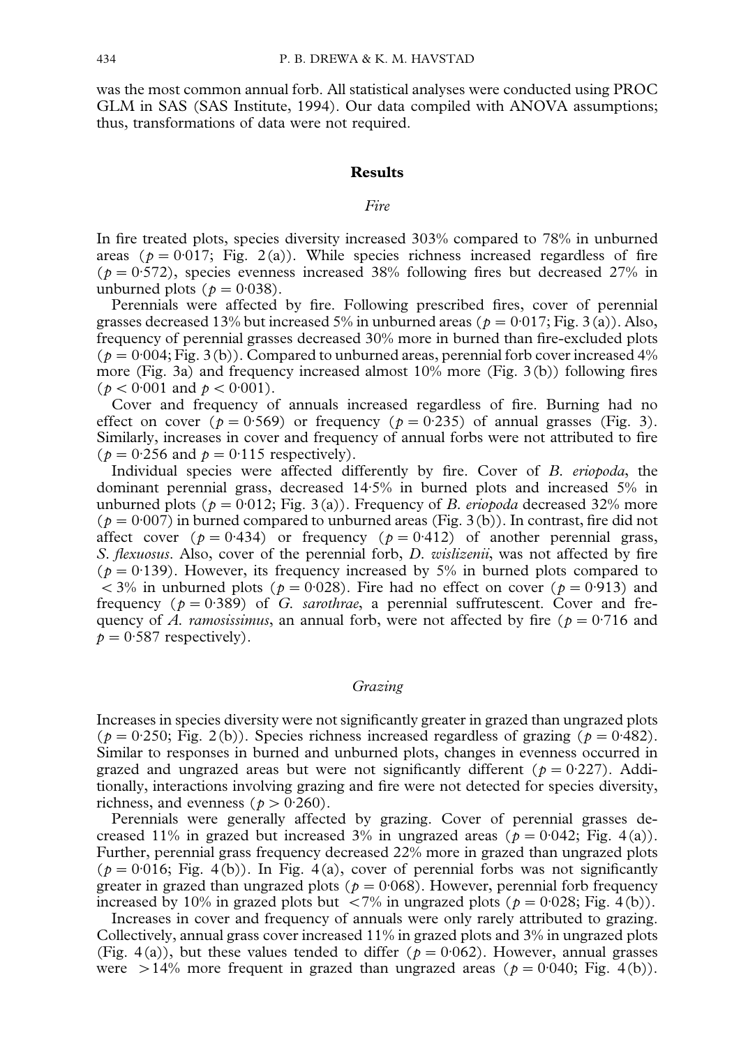was the most common annual forb. All statistical analyses were conducted using PROC GLM in SAS (SAS Institute, 1994). Our data compiled with ANOVA assumptions; thus, transformations of data were not required.

## Results

### *Fire*

In fire treated plots, species diversity increased 303% compared to 78% in unburned areas ($p = 0{\cdot}017$; Fig. 2(a)). While species richness increased regardless of fire ($p = 0{\cdot}572$), species evenness increased 38% following fires but decreased 27% in unburned plots ($p = 0{\cdot}038$).

Perennials were affected by fire. Following prescribed fires, cover of perennial grasses decreased 13% but increased 5% in unburned areas ($p = 0{\cdot}017$; Fig. 3(a)). Also, frequency of perennial grasses decreased 30% more in burned than fire-excluded plots ($p = 0{\cdot}004$; Fig. 3(b)). Compared to unburned areas, perennial forb cover increased 4% more (Fig. 3a) and frequency increased almost 10% more (Fig. 3(b)) following fires ($p < 0{\cdot}001$ and $p < 0{\cdot}001$).

Cover and frequency of annuals increased regardless of fire. Burning had no effect on cover ($p = 0{\cdot}569$) or frequency ($p = 0{\cdot}235$) of annual grasses (Fig. 3). Similarly, increases in cover and frequency of annual forbs were not attributed to fire ($p = 0{\cdot}256$ and $p = 0{\cdot}115$ respectively).

Individual species were affected differently by fire. Cover of *B. eriopoda*, the dominant perennial grass, decreased 14·5% in burned plots and increased 5% in unburned plots ($p = 0{\cdot}012$; Fig. 3(a)). Frequency of *B. eriopoda* decreased 32% more ($p = 0{\cdot}007$) in burned compared to unburned areas (Fig. 3(b)). In contrast, fire did not affect cover ($p = 0{\cdot}434$) or frequency ($p = 0{\cdot}412$) of another perennial grass, *S. flexuosus*. Also, cover of the perennial forb, *D. wislizenii*, was not affected by fire ($p = 0{\cdot}139$). However, its frequency increased by 5% in burned plots compared to $< 3\%$ in unburned plots ($p = 0{\cdot}028$). Fire had no effect on cover ($p = 0{\cdot}913$) and frequency ($p = 0{\cdot}389$) of *G. sarothrae*, a perennial suffrutescent. Cover and frequency of *A. ramosissimus*, an annual forb, were not affected by fire ($p = 0{\cdot}716$ and $p = 0{\cdot}587$ respectively).

### *Grazing*

Increases in species diversity were not significantly greater in grazed than ungrazed plots ($p = 0{\cdot}250$; Fig. 2(b)). Species richness increased regardless of grazing ($p = 0{\cdot}482$). Similar to responses in burned and unburned plots, changes in evenness occurred in grazed and ungrazed areas but were not significantly different ($p = 0{\cdot}227$). Additionally, interactions involving grazing and fire were not detected for species diversity, richness, and evenness ($p > 0{\cdot}260$).

Perennials were generally affected by grazing. Cover of perennial grasses decreased 11% in grazed but increased 3% in ungrazed areas ($p = 0{\cdot}042$; Fig. 4(a)). Further, perennial grass frequency decreased 22% more in grazed than ungrazed plots ($p = 0{\cdot}016$; Fig. 4(b)). In Fig. 4(a), cover of perennial forbs was not significantly greater in grazed than ungrazed plots ($p = 0{\cdot}068$). However, perennial forb frequency increased by 10% in grazed plots but $< 7\%$ in ungrazed plots ($p = 0{\cdot}028$; Fig. 4(b)).

Increases in cover and frequency of annuals were only rarely attributed to grazing. Collectively, annual grass cover increased 11% in grazed plots and 3% in ungrazed plots (Fig. 4(a)), but these values tended to differ ($p = 0{\cdot}062$). However, annual grasses were $> 14\%$ more frequent in grazed than ungrazed areas ($p = 0{\cdot}040$; Fig. 4(b)).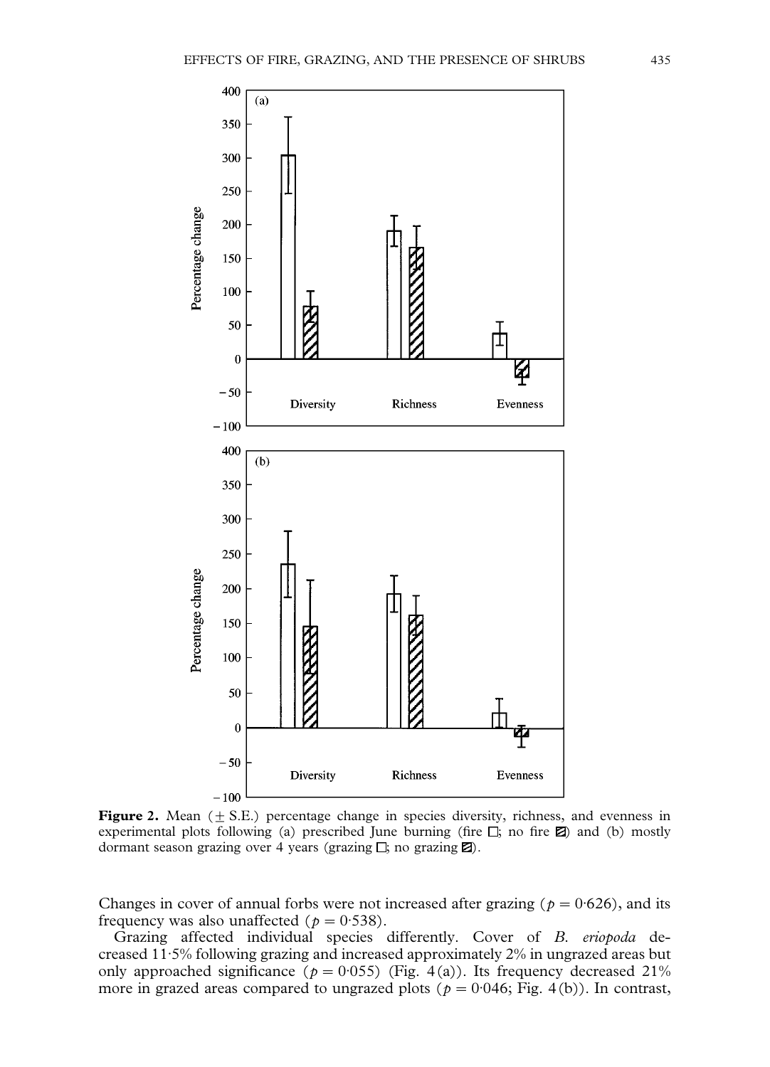**Figure 2.** Mean (± S.E.) percentage change in species diversity, richness, and evenness in experimental plots following (a) prescribed June burning (fire □; no fire ▨) and (b) mostly dormant season grazing over 4 years (grazing □; no grazing ▨).

Changes in cover of annual forbs were not increased after grazing ($p = 0{\cdot}626$), and its frequency was also unaffected ($p = 0{\cdot}538$).

Grazing affected individual species differently. Cover of *B. eriopoda* decreased 11·5% following grazing and increased approximately 2% in ungrazed areas but only approached significance ($p = 0{\cdot}055$) (Fig. 4(a)). Its frequency decreased 21% more in grazed areas compared to ungrazed plots ($p = 0{\cdot}046$; Fig. 4(b)). In contrast,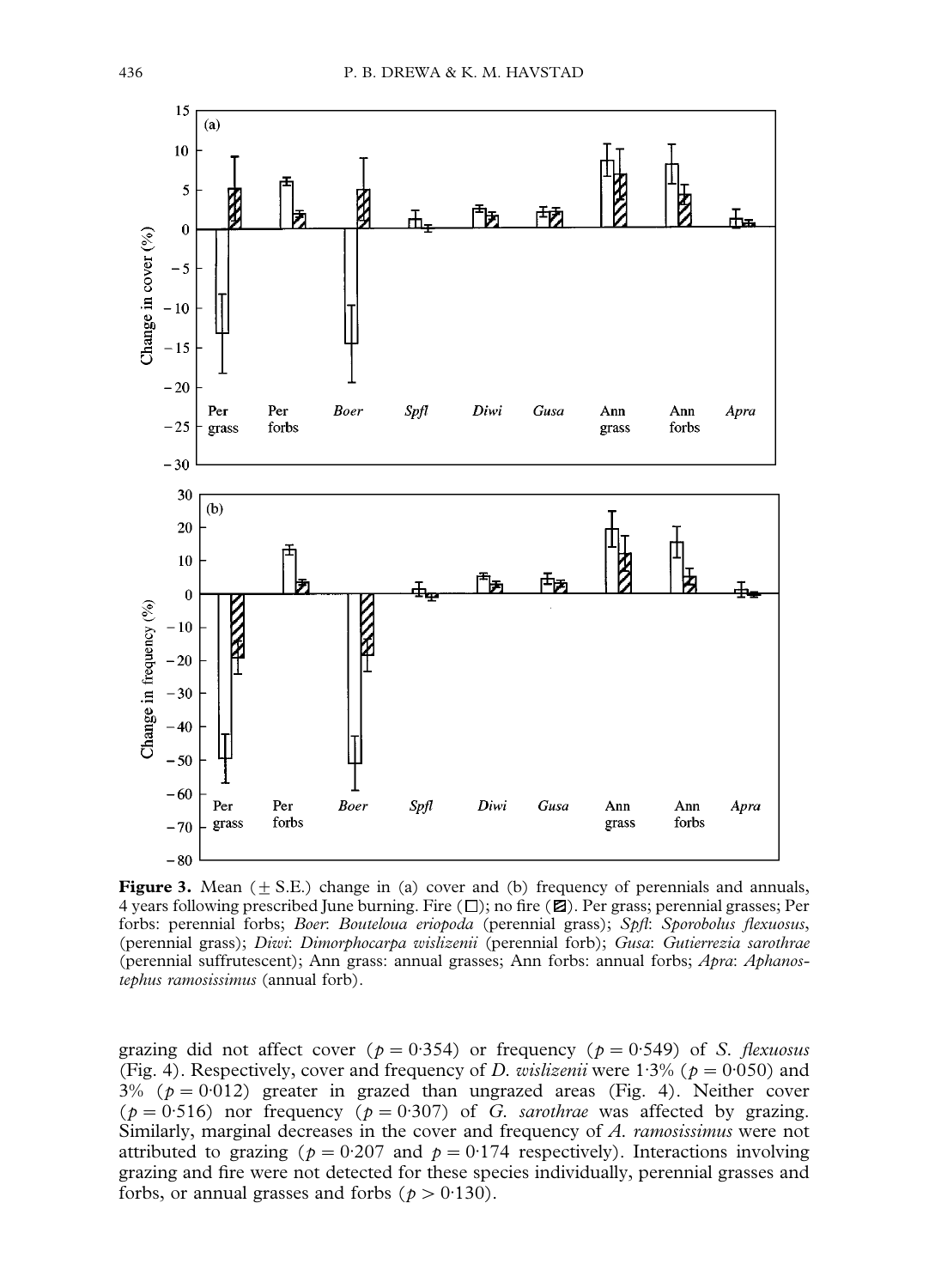**Figure 3.** Mean (± S.E.) change in (a) cover and (b) frequency of perennials and annuals, 4 years following prescribed June burning. Fire (□); no fire (▨). Per grass; perennial grasses; Per forbs: perennial forbs; *Boer*: *Bouteloua eriopoda* (perennial grass); *Spfl*: *Sporobolus flexuosus*, (perennial grass); *Diwi*: *Dimorphocarpa wislizenii* (perennial forb); *Gusa*: *Gutierrezia sarothrae* (perennial suffrutescent); Ann grass: annual grasses; Ann forbs: annual forbs; *Apra*: *Aphanostephus ramosissimus* (annual forb).

grazing did not affect cover ($p = 0.354$) or frequency ($p = 0.549$) of *S. flexuosus* (Fig. 4). Respectively, cover and frequency of *D. wislizenii* were 1·3% ($p = 0.050$) and 3% ($p = 0.012$) greater in grazed than ungrazed areas (Fig. 4). Neither cover ($p = 0.516$) nor frequency ($p = 0.307$) of *G. sarothrae* was affected by grazing. Similarly, marginal decreases in the cover and frequency of *A. ramosissimus* were not attributed to grazing ($p = 0.207$ and $p = 0.174$ respectively). Interactions involving grazing and fire were not detected for these species individually, perennial grasses and forbs, or annual grasses and forbs ($p > 0.130$).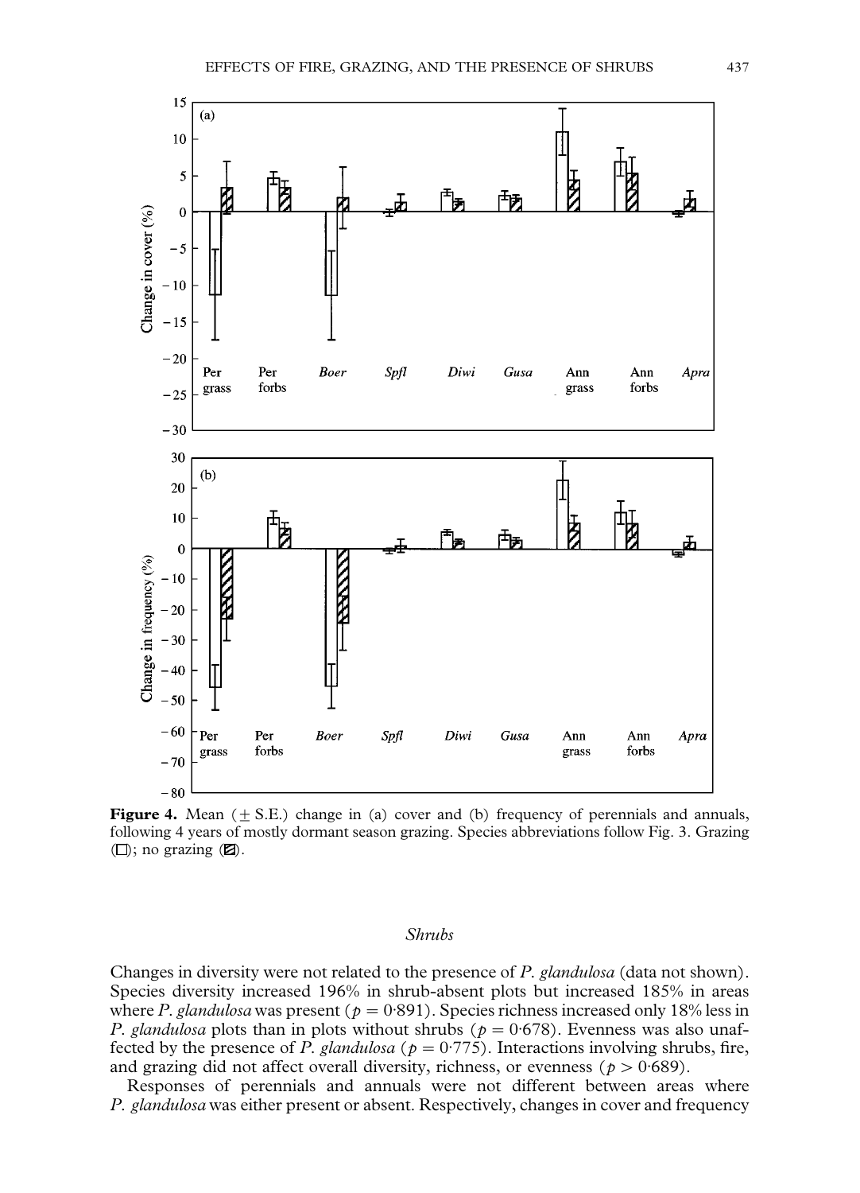**Figure 4.** Mean (± S.E.) change in (a) cover and (b) frequency of perennials and annuals, following 4 years of mostly dormant season grazing. Species abbreviations follow Fig. 3. Grazing (□); no grazing (▨).

### *Shrubs*

Changes in diversity were not related to the presence of *P. glandulosa* (data not shown). Species diversity increased 196% in shrub-absent plots but increased 185% in areas where *P. glandulosa* was present ($p = 0{\cdot}891$). Species richness increased only 18% less in *P. glandulosa* plots than in plots without shrubs ($p = 0{\cdot}678$). Evenness was also unaffected by the presence of *P. glandulosa* ($p = 0{\cdot}775$). Interactions involving shrubs, fire, and grazing did not affect overall diversity, richness, or evenness ($p > 0{\cdot}689$).

Responses of perennials and annuals were not different between areas where *P. glandulosa* was either present or absent. Respectively, changes in cover and frequency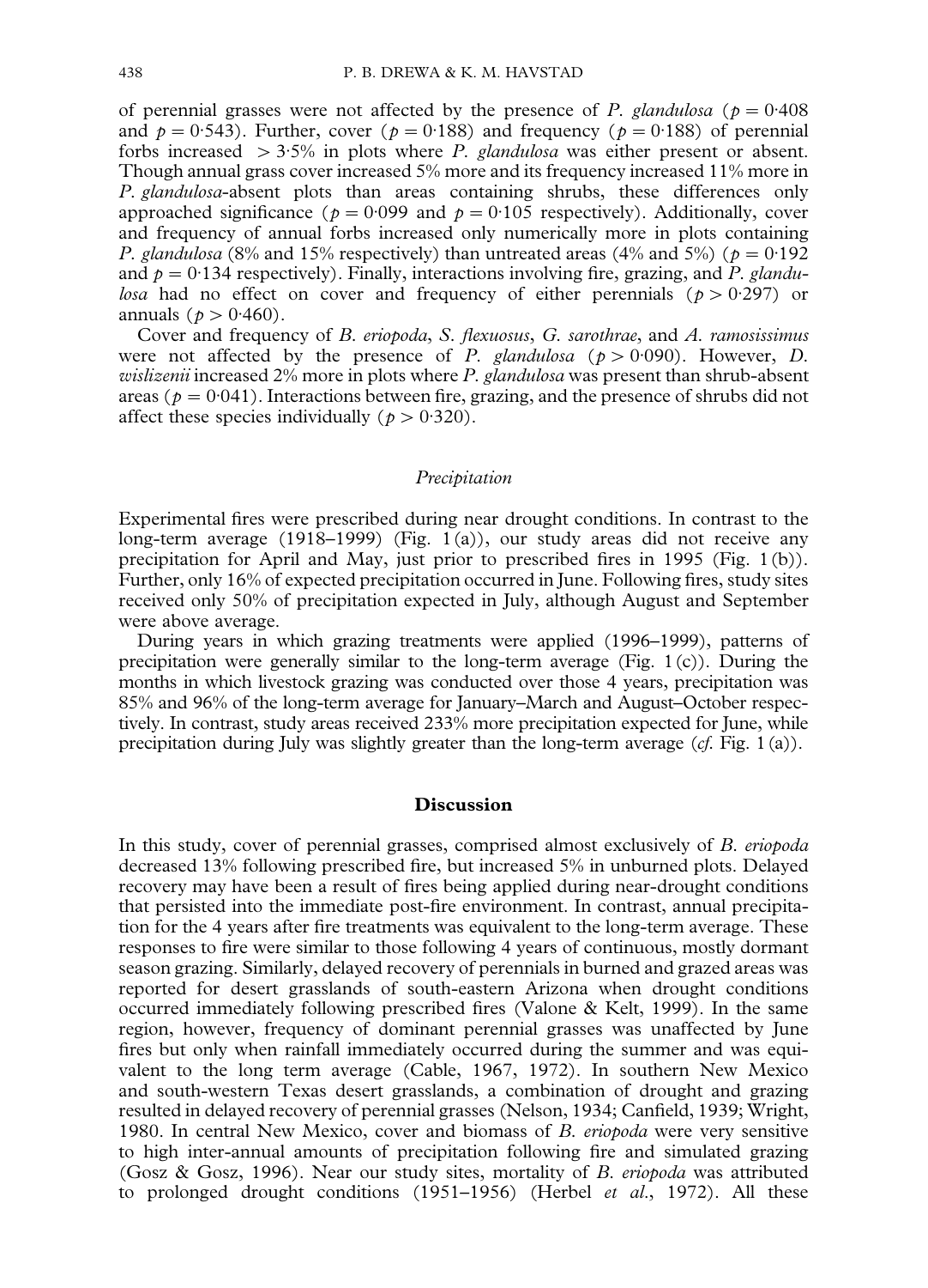of perennial grasses were not affected by the presence of *P. glandulosa* ($p = 0{\cdot}408$ and $p = 0{\cdot}543$). Further, cover ($p = 0{\cdot}188$) and frequency ($p = 0{\cdot}188$) of perennial forbs increased $> 3{\cdot}5\%$ in plots where *P. glandulosa* was either present or absent. Though annual grass cover increased 5% more and its frequency increased 11% more in *P. glandulosa*-absent plots than areas containing shrubs, these differences only approached significance ($p = 0{\cdot}099$ and $p = 0{\cdot}105$ respectively). Additionally, cover and frequency of annual forbs increased only numerically more in plots containing *P. glandulosa* (8% and 15% respectively) than untreated areas (4% and 5%) ($p = 0{\cdot}192$ and $p = 0{\cdot}134$ respectively). Finally, interactions involving fire, grazing, and *P. glandulosa* had no effect on cover and frequency of either perennials ($p > 0{\cdot}297$) or annuals ($p > 0{\cdot}460$).

Cover and frequency of *B. eriopoda*, *S. flexuosus*, *G. sarothrae*, and *A. ramosissimus* were not affected by the presence of *P. glandulosa* ($p > 0{\cdot}090$). However, *D. wislizenii* increased 2% more in plots where *P. glandulosa* was present than shrub-absent areas ($p = 0{\cdot}041$). Interactions between fire, grazing, and the presence of shrubs did not affect these species individually ($p > 0{\cdot}320$).

### *Precipitation*

Experimental fires were prescribed during near drought conditions. In contrast to the long-term average (1918–1999) (Fig. 1(a)), our study areas did not receive any precipitation for April and May, just prior to prescribed fires in 1995 (Fig. 1(b)). Further, only 16% of expected precipitation occurred in June. Following fires, study sites received only 50% of precipitation expected in July, although August and September were above average.

During years in which grazing treatments were applied (1996–1999), patterns of precipitation were generally similar to the long-term average (Fig. 1(c)). During the months in which livestock grazing was conducted over those 4 years, precipitation was 85% and 96% of the long-term average for January–March and August–October respectively. In contrast, study areas received 233% more precipitation expected for June, while precipitation during July was slightly greater than the long-term average (*cf.* Fig. 1(a)).

## Discussion

In this study, cover of perennial grasses, comprised almost exclusively of *B. eriopoda* decreased 13% following prescribed fire, but increased 5% in unburned plots. Delayed recovery may have been a result of fires being applied during near-drought conditions that persisted into the immediate post-fire environment. In contrast, annual precipitation for the 4 years after fire treatments was equivalent to the long-term average. These responses to fire were similar to those following 4 years of continuous, mostly dormant season grazing. Similarly, delayed recovery of perennials in burned and grazed areas was reported for desert grasslands of south-eastern Arizona when drought conditions occurred immediately following prescribed fires (Valone & Kelt, 1999). In the same region, however, frequency of dominant perennial grasses was unaffected by June fires but only when rainfall immediately occurred during the summer and was equivalent to the long term average (Cable, 1967, 1972). In southern New Mexico and south-western Texas desert grasslands, a combination of drought and grazing resulted in delayed recovery of perennial grasses (Nelson, 1934; Canfield, 1939; Wright, 1980. In central New Mexico, cover and biomass of *B. eriopoda* were very sensitive to high inter-annual amounts of precipitation following fire and simulated grazing (Gosz & Gosz, 1996). Near our study sites, mortality of *B. eriopoda* was attributed to prolonged drought conditions (1951–1956) (Herbel *et al.*, 1972). All these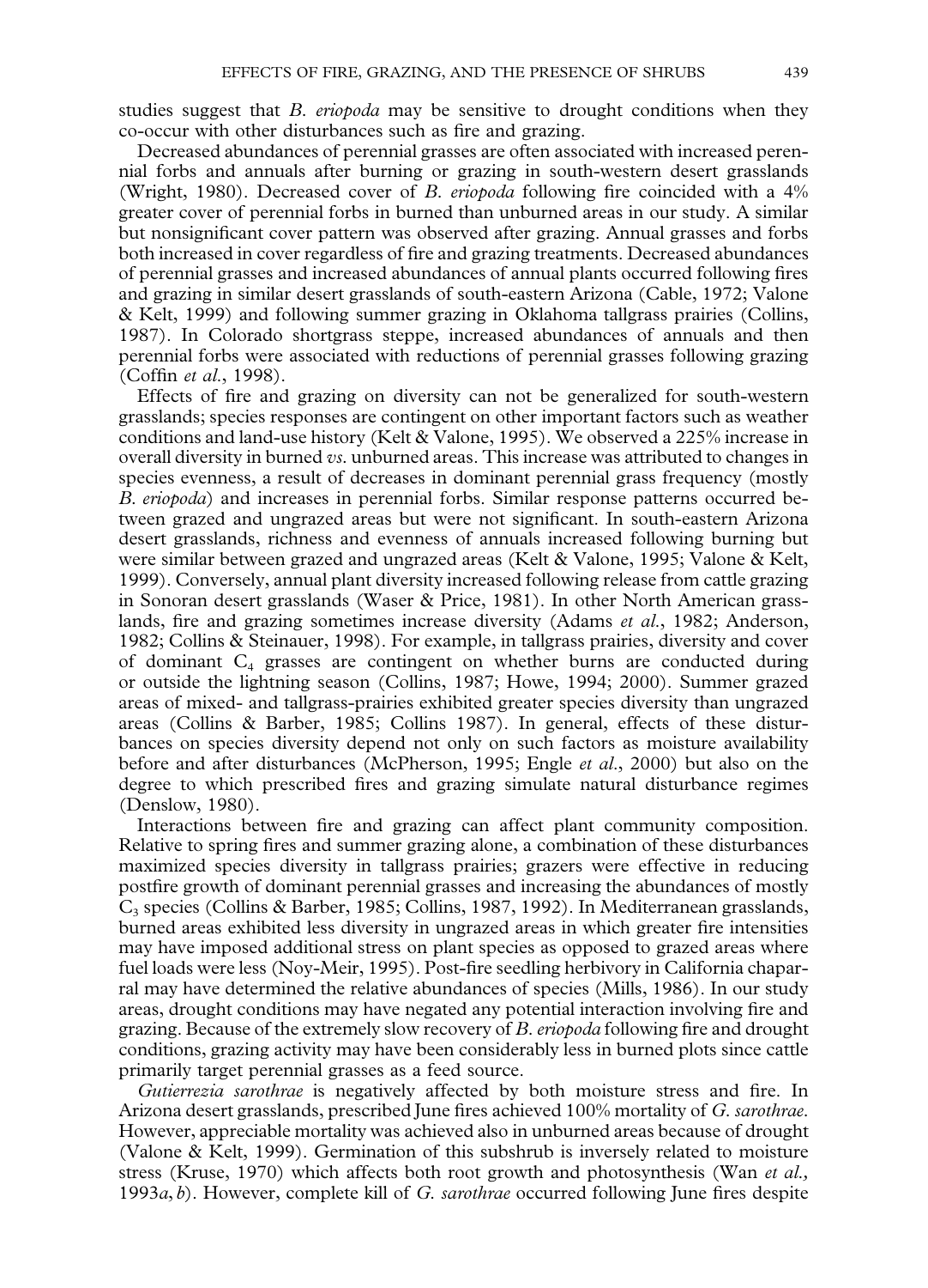studies suggest that *B. eriopoda* may be sensitive to drought conditions when they co-occur with other disturbances such as fire and grazing.

Decreased abundances of perennial grasses are often associated with increased perennial forbs and annuals after burning or grazing in south-western desert grasslands (Wright, 1980). Decreased cover of *B. eriopoda* following fire coincided with a 4% greater cover of perennial forbs in burned than unburned areas in our study. A similar but nonsignificant cover pattern was observed after grazing. Annual grasses and forbs both increased in cover regardless of fire and grazing treatments. Decreased abundances of perennial grasses and increased abundances of annual plants occurred following fires and grazing in similar desert grasslands of south-eastern Arizona (Cable, 1972; Valone & Kelt, 1999) and following summer grazing in Oklahoma tallgrass prairies (Collins, 1987). In Colorado shortgrass steppe, increased abundances of annuals and then perennial forbs were associated with reductions of perennial grasses following grazing (Coffin *et al.*, 1998).

Effects of fire and grazing on diversity can not be generalized for south-western grasslands; species responses are contingent on other important factors such as weather conditions and land-use history (Kelt & Valone, 1995). We observed a 225% increase in overall diversity in burned *vs.* unburned areas. This increase was attributed to changes in species evenness, a result of decreases in dominant perennial grass frequency (mostly *B. eriopoda*) and increases in perennial forbs. Similar response patterns occurred between grazed and ungrazed areas but were not significant. In south-eastern Arizona desert grasslands, richness and evenness of annuals increased following burning but were similar between grazed and ungrazed areas (Kelt & Valone, 1995; Valone & Kelt, 1999). Conversely, annual plant diversity increased following release from cattle grazing in Sonoran desert grasslands (Waser & Price, 1981). In other North American grasslands, fire and grazing sometimes increase diversity (Adams *et al.*, 1982; Anderson, 1982; Collins & Steinauer, 1998). For example, in tallgrass prairies, diversity and cover of dominant $C_4$ grasses are contingent on whether burns are conducted during or outside the lightning season (Collins, 1987; Howe, 1994; 2000). Summer grazed areas of mixed- and tallgrass-prairies exhibited greater species diversity than ungrazed areas (Collins & Barber, 1985; Collins 1987). In general, effects of these disturbances on species diversity depend not only on such factors as moisture availability before and after disturbances (McPherson, 1995; Engle *et al.*, 2000) but also on the degree to which prescribed fires and grazing simulate natural disturbance regimes (Denslow, 1980).

Interactions between fire and grazing can affect plant community composition. Relative to spring fires and summer grazing alone, a combination of these disturbances maximized species diversity in tallgrass prairies; grazers were effective in reducing postfire growth of dominant perennial grasses and increasing the abundances of mostly $C_3$ species (Collins & Barber, 1985; Collins, 1987, 1992). In Mediterranean grasslands, burned areas exhibited less diversity in ungrazed areas in which greater fire intensities may have imposed additional stress on plant species as opposed to grazed areas where fuel loads were less (Noy-Meir, 1995). Post-fire seedling herbivory in California chaparral may have determined the relative abundances of species (Mills, 1986). In our study areas, drought conditions may have negated any potential interaction involving fire and grazing. Because of the extremely slow recovery of *B. eriopoda* following fire and drought conditions, grazing activity may have been considerably less in burned plots since cattle primarily target perennial grasses as a feed source.

*Gutierrezia sarothrae* is negatively affected by both moisture stress and fire. In Arizona desert grasslands, prescribed June fires achieved 100% mortality of *G. sarothrae*. However, appreciable mortality was achieved also in unburned areas because of drought (Valone & Kelt, 1999). Germination of this subshrub is inversely related to moisture stress (Kruse, 1970) which affects both root growth and photosynthesis (Wan *et al.*, 1993*a*, *b*). However, complete kill of *G. sarothrae* occurred following June fires despite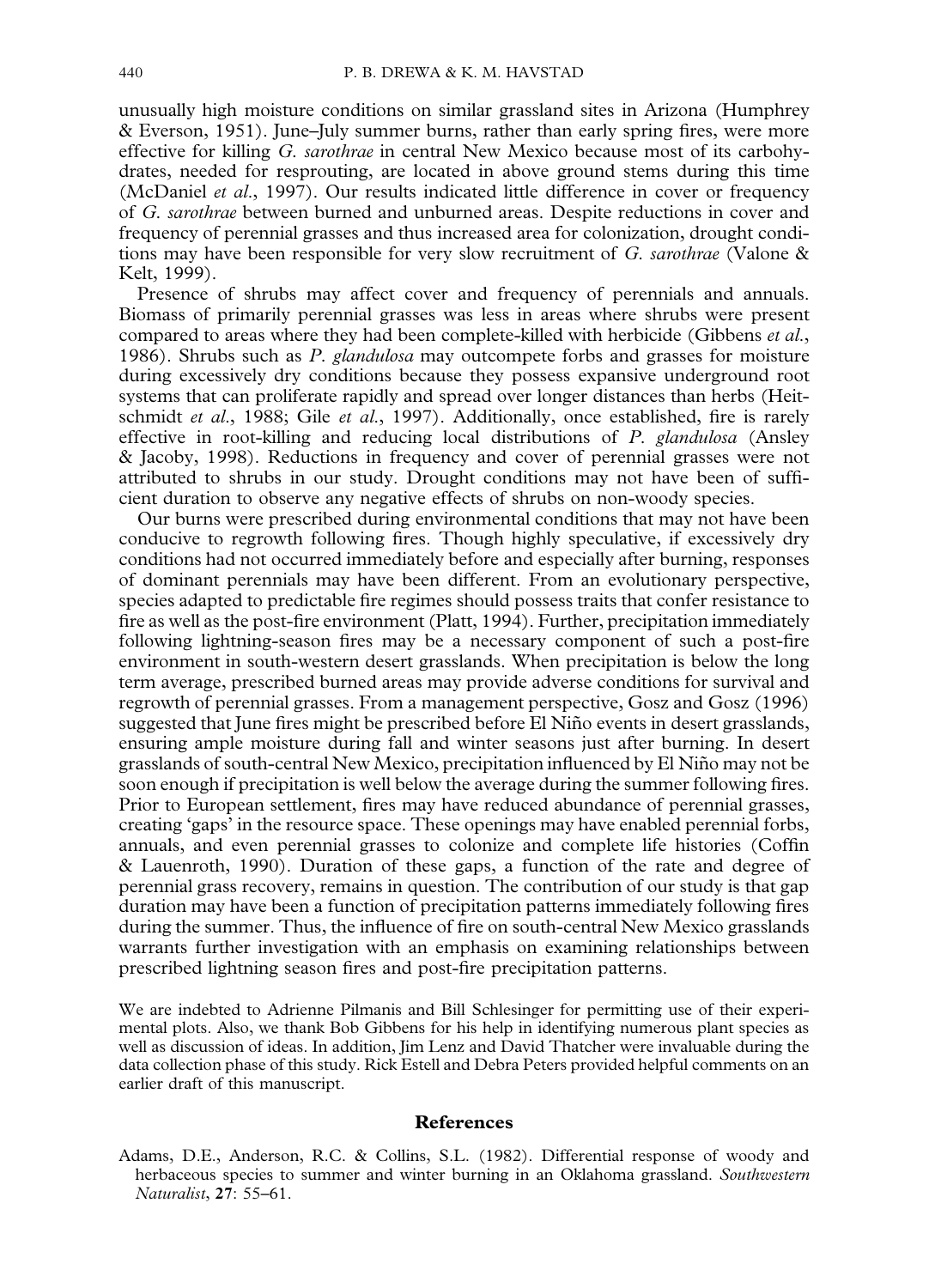unusually high moisture conditions on similar grassland sites in Arizona (Humphrey & Everson, 1951). June–July summer burns, rather than early spring fires, were more effective for killing *G. sarothrae* in central New Mexico because most of its carbohydrates, needed for resprouting, are located in above ground stems during this time (McDaniel *et al*., 1997). Our results indicated little difference in cover or frequency of *G. sarothrae* between burned and unburned areas. Despite reductions in cover and frequency of perennial grasses and thus increased area for colonization, drought conditions may have been responsible for very slow recruitment of *G. sarothrae* (Valone & Kelt, 1999).

Presence of shrubs may affect cover and frequency of perennials and annuals. Biomass of primarily perennial grasses was less in areas where shrubs were present compared to areas where they had been complete-killed with herbicide (Gibbens *et al*., 1986). Shrubs such as *P. glandulosa* may outcompete forbs and grasses for moisture during excessively dry conditions because they possess expansive underground root systems that can proliferate rapidly and spread over longer distances than herbs (Heitschmidt *et al*., 1988; Gile *et al*., 1997). Additionally, once established, fire is rarely effective in root-killing and reducing local distributions of *P. glandulosa* (Ansley & Jacoby, 1998). Reductions in frequency and cover of perennial grasses were not attributed to shrubs in our study. Drought conditions may not have been of sufficient duration to observe any negative effects of shrubs on non-woody species.

Our burns were prescribed during environmental conditions that may not have been conducive to regrowth following fires. Though highly speculative, if excessively dry conditions had not occurred immediately before and especially after burning, responses of dominant perennials may have been different. From an evolutionary perspective, species adapted to predictable fire regimes should possess traits that confer resistance to fire as well as the post-fire environment (Platt, 1994). Further, precipitation immediately following lightning-season fires may be a necessary component of such a post-fire environment in south-western desert grasslands. When precipitation is below the long term average, prescribed burned areas may provide adverse conditions for survival and regrowth of perennial grasses. From a management perspective, Gosz and Gosz (1996) suggested that June fires might be prescribed before El Niño events in desert grasslands, ensuring ample moisture during fall and winter seasons just after burning. In desert grasslands of south-central New Mexico, precipitation influenced by El Niño may not be soon enough if precipitation is well below the average during the summer following fires. Prior to European settlement, fires may have reduced abundance of perennial grasses, creating 'gaps' in the resource space. These openings may have enabled perennial forbs, annuals, and even perennial grasses to colonize and complete life histories (Coffin & Lauenroth, 1990). Duration of these gaps, a function of the rate and degree of perennial grass recovery, remains in question. The contribution of our study is that gap duration may have been a function of precipitation patterns immediately following fires during the summer. Thus, the influence of fire on south-central New Mexico grasslands warrants further investigation with an emphasis on examining relationships between prescribed lightning season fires and post-fire precipitation patterns.

We are indebted to Adrienne Pilmanis and Bill Schlesinger for permitting use of their experimental plots. Also, we thank Bob Gibbens for his help in identifying numerous plant species as well as discussion of ideas. In addition, Jim Lenz and David Thatcher were invaluable during the data collection phase of this study. Rick Estell and Debra Peters provided helpful comments on an earlier draft of this manuscript.

## References

Adams, D.E., Anderson, R.C. & Collins, S.L. (1982). Differential response of woody and herbaceous species to summer and winter burning in an Oklahoma grassland. *Southwestern Naturalist*, **27**: 55–61.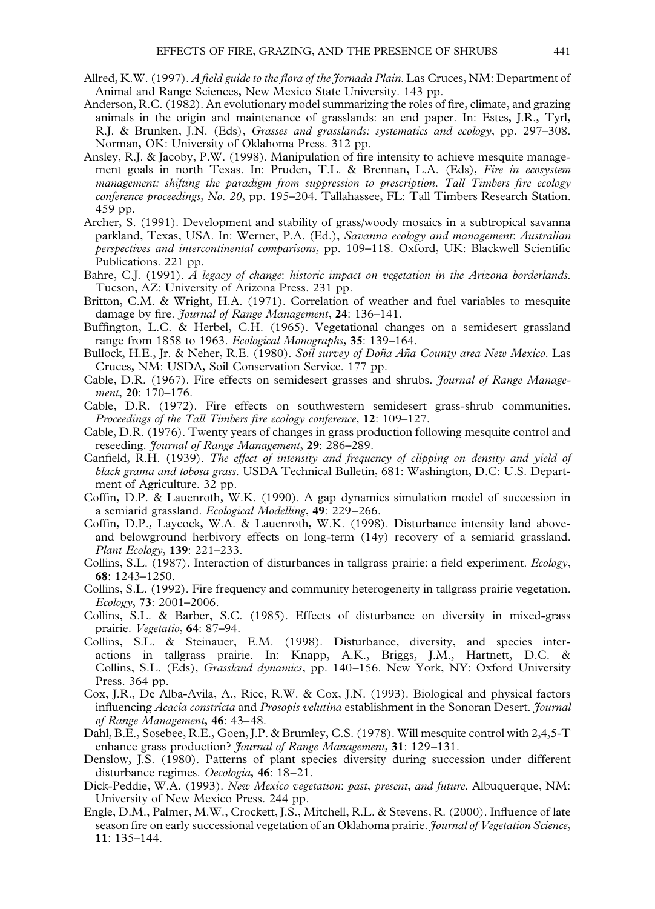Allred, K.W. (1997). *A field guide to the flora of the Jornada Plain*. Las Cruces, NM: Department of Animal and Range Sciences, New Mexico State University. 143 pp.

Anderson, R.C. (1982). An evolutionary model summarizing the roles of fire, climate, and grazing animals in the origin and maintenance of grasslands: an end paper. In: Estes, J.R., Tyrl, R.J. & Brunken, J.N. (Eds), *Grasses and grasslands: systematics and ecology*, pp. 297–308. Norman, OK: University of Oklahoma Press. 312 pp.

Ansley, R.J. & Jacoby, P.W. (1998). Manipulation of fire intensity to achieve mesquite management goals in north Texas. In: Pruden, T.L. & Brennan, L.A. (Eds), *Fire in ecosystem management: shifting the paradigm from suppression to prescription. Tall Timbers fire ecology conference proceedings*, *No. 20*, pp. 195–204. Tallahassee, FL: Tall Timbers Research Station. 459 pp.

Archer, S. (1991). Development and stability of grass/woody mosaics in a subtropical savanna parkland, Texas, USA. In: Werner, P.A. (Ed.), *Savanna ecology and management*: *Australian perspectives and intercontinental comparisons*, pp. 109–118. Oxford, UK: Blackwell Scientific Publications. 221 pp.

Bahre, C.J. (1991). *A legacy of change*: *historic impact on vegetation in the Arizona borderlands*. Tucson, AZ: University of Arizona Press. 231 pp.

Britton, C.M. & Wright, H.A. (1971). Correlation of weather and fuel variables to mesquite damage by fire. *Journal of Range Management*, **24**: 136–141.

Buffington, L.C. & Herbel, C.H. (1965). Vegetational changes on a semidesert grassland range from 1858 to 1963. *Ecological Monographs*, **35**: 139–164.

Bullock, H.E., Jr. & Neher, R.E. (1980). *Soil survey of Doña Aña County area New Mexico*. Las Cruces, NM: USDA, Soil Conservation Service. 177 pp.

Cable, D.R. (1967). Fire effects on semidesert grasses and shrubs. *Journal of Range Management*, **20**: 170–176.

Cable, D.R. (1972). Fire effects on southwestern semidesert grass-shrub communities. *Proceedings of the Tall Timbers fire ecology conference*, **12**: 109–127.

Cable, D.R. (1976). Twenty years of changes in grass production following mesquite control and reseeding. *Journal of Range Management*, **29**: 286–289.

Canfield, R.H. (1939). *The effect of intensity and frequency of clipping on density and yield of black grama and tobosa grass*. USDA Technical Bulletin, 681: Washington, D.C: U.S. Department of Agriculture. 32 pp.

Coffin, D.P. & Lauenroth, W.K. (1990). A gap dynamics simulation model of succession in a semiarid grassland. *Ecological Modelling*, **49**: 229–266.

Coffin, D.P., Laycock, W.A. & Lauenroth, W.K. (1998). Disturbance intensity land above- and belowground herbivory effects on long-term (14y) recovery of a semiarid grassland. *Plant Ecology*, **139**: 221–233.

Collins, S.L. (1987). Interaction of disturbances in tallgrass prairie: a field experiment. *Ecology*, **68**: 1243–1250.

Collins, S.L. (1992). Fire frequency and community heterogeneity in tallgrass prairie vegetation. *Ecology*, **73**: 2001–2006.

Collins, S.L. & Barber, S.C. (1985). Effects of disturbance on diversity in mixed-grass prairie. *Vegetatio*, **64**: 87–94.

Collins, S.L. & Steinauer, E.M. (1998). Disturbance, diversity, and species interactions in tallgrass prairie. In: Knapp, A.K., Briggs, J.M., Hartnett, D.C. & Collins, S.L. (Eds), *Grassland dynamics*, pp. 140–156. New York, NY: Oxford University Press. 364 pp.

Cox, J.R., De Alba-Avila, A., Rice, R.W. & Cox, J.N. (1993). Biological and physical factors influencing *Acacia constricta* and *Prosopis velutina* establishment in the Sonoran Desert. *Journal of Range Management*, **46**: 43–48.

Dahl, B.E., Sosebee, R.E., Goen, J.P. & Brumley, C.S. (1978). Will mesquite control with 2,4,5-T enhance grass production? *Journal of Range Management*, **31**: 129–131.

Denslow, J.S. (1980). Patterns of plant species diversity during succession under different disturbance regimes. *Oecologia*, **46**: 18–21.

Dick-Peddie, W.A. (1993). *New Mexico vegetation*: *past*, *present*, *and future*. Albuquerque, NM: University of New Mexico Press. 244 pp.

Engle, D.M., Palmer, M.W., Crockett, J.S., Mitchell, R.L. & Stevens, R. (2000). Influence of late season fire on early successional vegetation of an Oklahoma prairie. *Journal of Vegetation Science*, **11**: 135–144.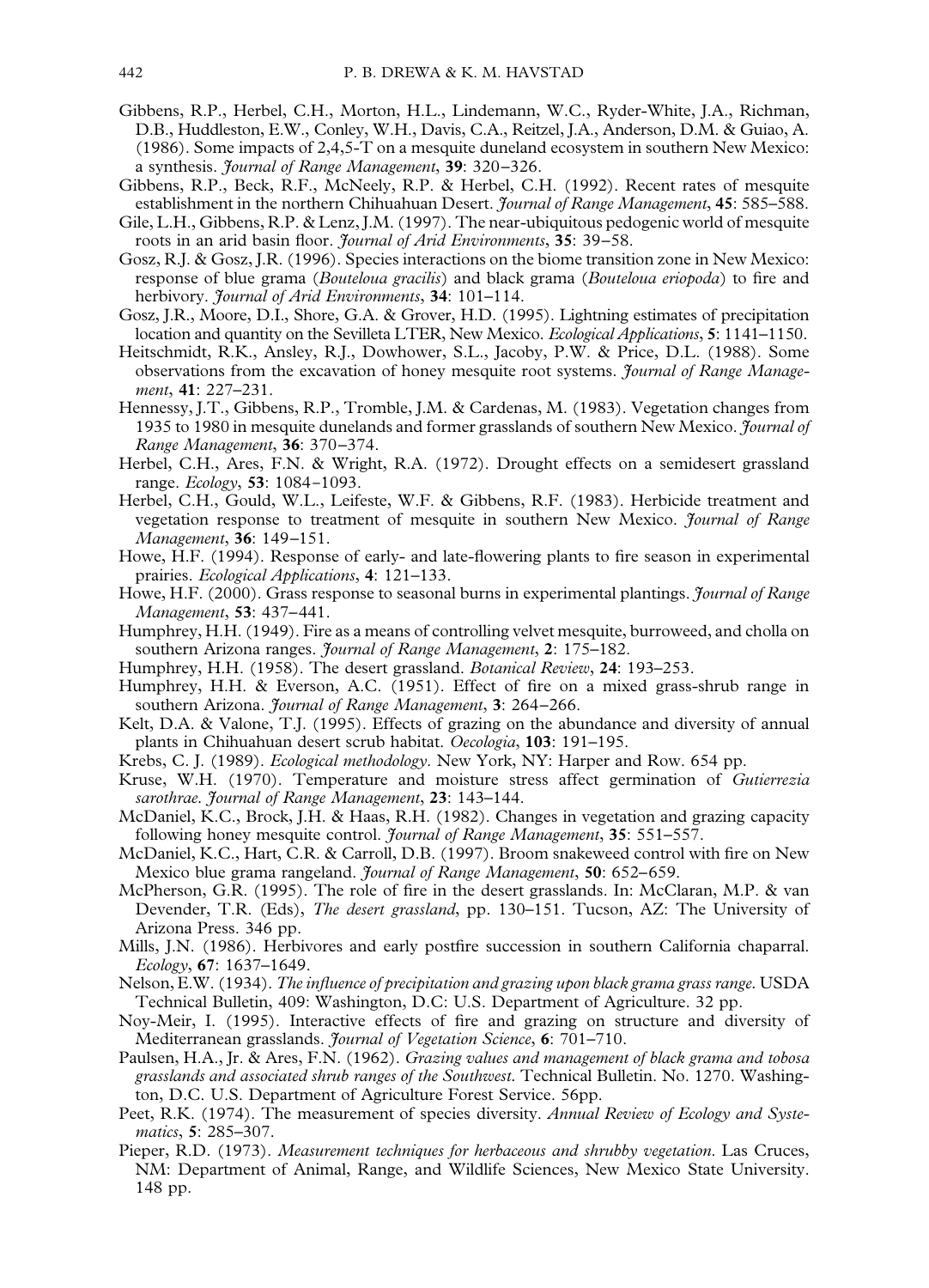Gibbens, R.P., Herbel, C.H., Morton, H.L., Lindemann, W.C., Ryder-White, J.A., Richman, D.B., Huddleston, E.W., Conley, W.H., Davis, C.A., Reitzel, J.A., Anderson, D.M. & Guiao, A. (1986). Some impacts of 2,4,5-T on a mesquite duneland ecosystem in southern New Mexico: a synthesis. *Journal of Range Management*, **39**: 320–326.

Gibbens, R.P., Beck, R.F., McNeely, R.P. & Herbel, C.H. (1992). Recent rates of mesquite establishment in the northern Chihuahuan Desert. *Journal of Range Management*, **45**: 585–588.

Gile, L.H., Gibbens, R.P. & Lenz, J.M. (1997). The near-ubiquitous pedogenic world of mesquite roots in an arid basin floor. *Journal of Arid Environments*, **35**: 39–58.

Gosz, R.J. & Gosz, J.R. (1996). Species interactions on the biome transition zone in New Mexico: response of blue grama (*Bouteloua gracilis*) and black grama (*Bouteloua eriopoda*) to fire and herbivory. *Journal of Arid Environments*, **34**: 101–114.

Gosz, J.R., Moore, D.I., Shore, G.A. & Grover, H.D. (1995). Lightning estimates of precipitation location and quantity on the Sevilleta LTER, New Mexico. *Ecological Applications*, **5**: 1141–1150.

Heitschmidt, R.K., Ansley, R.J., Dowhower, S.L., Jacoby, P.W. & Price, D.L. (1988). Some observations from the excavation of honey mesquite root systems. *Journal of Range Management*, **41**: 227–231.

Hennessy, J.T., Gibbens, R.P., Tromble, J.M. & Cardenas, M. (1983). Vegetation changes from 1935 to 1980 in mesquite dunelands and former grasslands of southern New Mexico. *Journal of Range Management*, **36**: 370–374.

Herbel, C.H., Ares, F.N. & Wright, R.A. (1972). Drought effects on a semidesert grassland range. *Ecology*, **53**: 1084–1093.

Herbel, C.H., Gould, W.L., Leifeste, W.F. & Gibbens, R.F. (1983). Herbicide treatment and vegetation response to treatment of mesquite in southern New Mexico. *Journal of Range Management*, **36**: 149–151.

Howe, H.F. (1994). Response of early- and late-flowering plants to fire season in experimental prairies. *Ecological Applications*, **4**: 121–133.

Howe, H.F. (2000). Grass response to seasonal burns in experimental plantings. *Journal of Range Management*, **53**: 437–441.

Humphrey, H.H. (1949). Fire as a means of controlling velvet mesquite, burroweed, and cholla on southern Arizona ranges. *Journal of Range Management*, **2**: 175–182.

Humphrey, H.H. (1958). The desert grassland. *Botanical Review*, **24**: 193–253.

Humphrey, H.H. & Everson, A.C. (1951). Effect of fire on a mixed grass-shrub range in southern Arizona. *Journal of Range Management*, **3**: 264–266.

Kelt, D.A. & Valone, T.J. (1995). Effects of grazing on the abundance and diversity of annual plants in Chihuahuan desert scrub habitat. *Oecologia*, **103**: 191–195.

Krebs, C. J. (1989). *Ecological methodology*. New York, NY: Harper and Row. 654 pp.

Kruse, W.H. (1970). Temperature and moisture stress affect germination of *Gutierrezia sarothrae*. *Journal of Range Management*, **23**: 143–144.

McDaniel, K.C., Brock, J.H. & Haas, R.H. (1982). Changes in vegetation and grazing capacity following honey mesquite control. *Journal of Range Management*, **35**: 551–557.

McDaniel, K.C., Hart, C.R. & Carroll, D.B. (1997). Broom snakeweed control with fire on New Mexico blue grama rangeland. *Journal of Range Management*, **50**: 652–659.

McPherson, G.R. (1995). The role of fire in the desert grasslands. In: McClaran, M.P. & van Devender, T.R. (Eds), *The desert grassland*, pp. 130–151. Tucson, AZ: The University of Arizona Press. 346 pp.

Mills, J.N. (1986). Herbivores and early postfire succession in southern California chaparral. *Ecology*, **67**: 1637–1649.

Nelson, E.W. (1934). *The influence of precipitation and grazing upon black grama grass range*. USDA Technical Bulletin, 409: Washington, D.C: U.S. Department of Agriculture. 32 pp.

Noy-Meir, I. (1995). Interactive effects of fire and grazing on structure and diversity of Mediterranean grasslands. *Journal of Vegetation Science*, **6**: 701–710.

Paulsen, H.A., Jr. & Ares, F.N. (1962). *Grazing values and management of black grama and tobosa grasslands and associated shrub ranges of the Southwest*. Technical Bulletin. No. 1270. Washington, D.C. U.S. Department of Agriculture Forest Service. 56pp.

Peet, R.K. (1974). The measurement of species diversity. *Annual Review of Ecology and Systematics*, **5**: 285–307.

Pieper, R.D. (1973). *Measurement techniques for herbaceous and shrubby vegetation*. Las Cruces, NM: Department of Animal, Range, and Wildlife Sciences, New Mexico State University. 148 pp.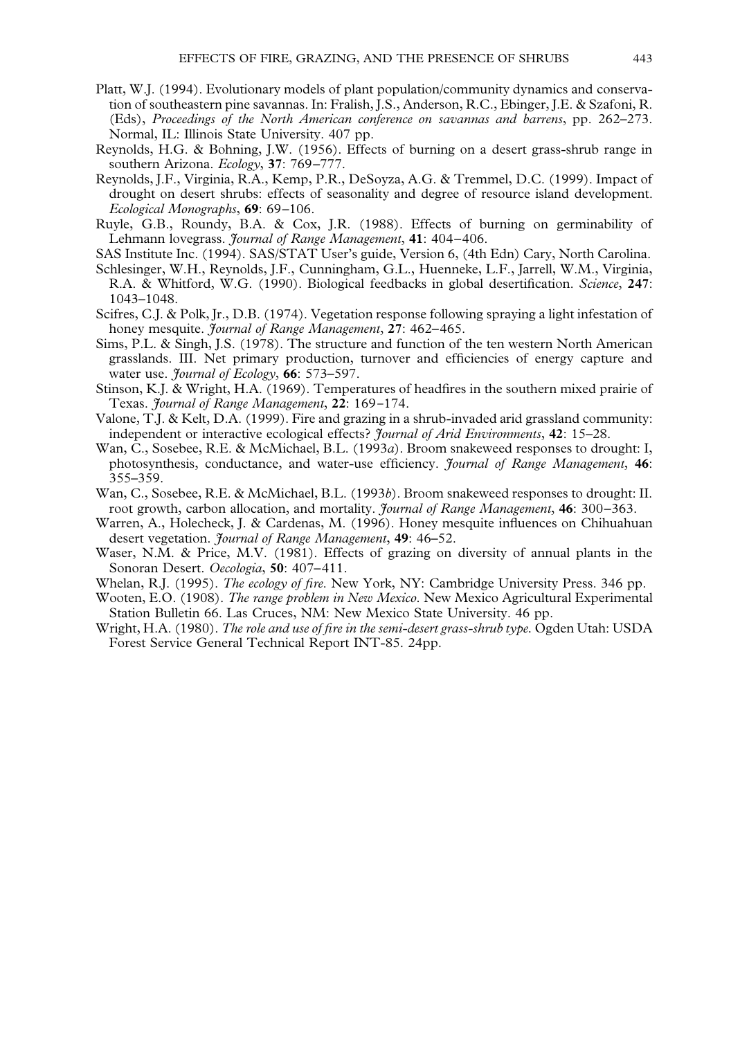Platt, W.J. (1994). Evolutionary models of plant population/community dynamics and conservation of southeastern pine savannas. In: Fralish, J.S., Anderson, R.C., Ebinger, J.E. & Szafoni, R. (Eds), *Proceedings of the North American conference on savannas and barrens*, pp. 262–273. Normal, IL: Illinois State University. 407 pp.

Reynolds, H.G. & Bohning, J.W. (1956). Effects of burning on a desert grass-shrub range in southern Arizona. *Ecology*, **37**: 769–777.

Reynolds, J.F., Virginia, R.A., Kemp, P.R., DeSoyza, A.G. & Tremmel, D.C. (1999). Impact of drought on desert shrubs: effects of seasonality and degree of resource island development. *Ecological Monographs*, **69**: 69–106.

Ruyle, G.B., Roundy, B.A. & Cox, J.R. (1988). Effects of burning on germinability of Lehmann lovegrass. *Journal of Range Management*, **41**: 404–406.

SAS Institute Inc. (1994). SAS/STAT User's guide, Version 6, (4th Edn) Cary, North Carolina.

Schlesinger, W.H., Reynolds, J.F., Cunningham, G.L., Huenneke, L.F., Jarrell, W.M., Virginia, R.A. & Whitford, W.G. (1990). Biological feedbacks in global desertification. *Science*, **247**: 1043–1048.

Scifres, C.J. & Polk, Jr., D.B. (1974). Vegetation response following spraying a light infestation of honey mesquite. *Journal of Range Management*, **27**: 462–465.

Sims, P.L. & Singh, J.S. (1978). The structure and function of the ten western North American grasslands. III. Net primary production, turnover and efficiencies of energy capture and water use. *Journal of Ecology*, **66**: 573–597.

Stinson, K.J. & Wright, H.A. (1969). Temperatures of headfires in the southern mixed prairie of Texas. *Journal of Range Management*, **22**: 169–174.

Valone, T.J. & Kelt, D.A. (1999). Fire and grazing in a shrub-invaded arid grassland community: independent or interactive ecological effects? *Journal of Arid Environments*, **42**: 15–28.

Wan, C., Sosebee, R.E. & McMichael, B.L. (1993*a*). Broom snakeweed responses to drought: I, photosynthesis, conductance, and water-use efficiency. *Journal of Range Management*, **46**: 355–359.

Wan, C., Sosebee, R.E. & McMichael, B.L. (1993*b*). Broom snakeweed responses to drought: II. root growth, carbon allocation, and mortality. *Journal of Range Management*, **46**: 300–363.

Warren, A., Holecheck, J. & Cardenas, M. (1996). Honey mesquite influences on Chihuahuan desert vegetation. *Journal of Range Management*, **49**: 46–52.

Waser, N.M. & Price, M.V. (1981). Effects of grazing on diversity of annual plants in the Sonoran Desert. *Oecologia*, **50**: 407–411.

Whelan, R.J. (1995). *The ecology of fire*. New York, NY: Cambridge University Press. 346 pp.

Wooten, E.O. (1908). *The range problem in New Mexico*. New Mexico Agricultural Experimental Station Bulletin 66. Las Cruces, NM: New Mexico State University. 46 pp.

Wright, H.A. (1980). *The role and use of fire in the semi-desert grass-shrub type*. Ogden Utah: USDA Forest Service General Technical Report INT-85. 24pp.